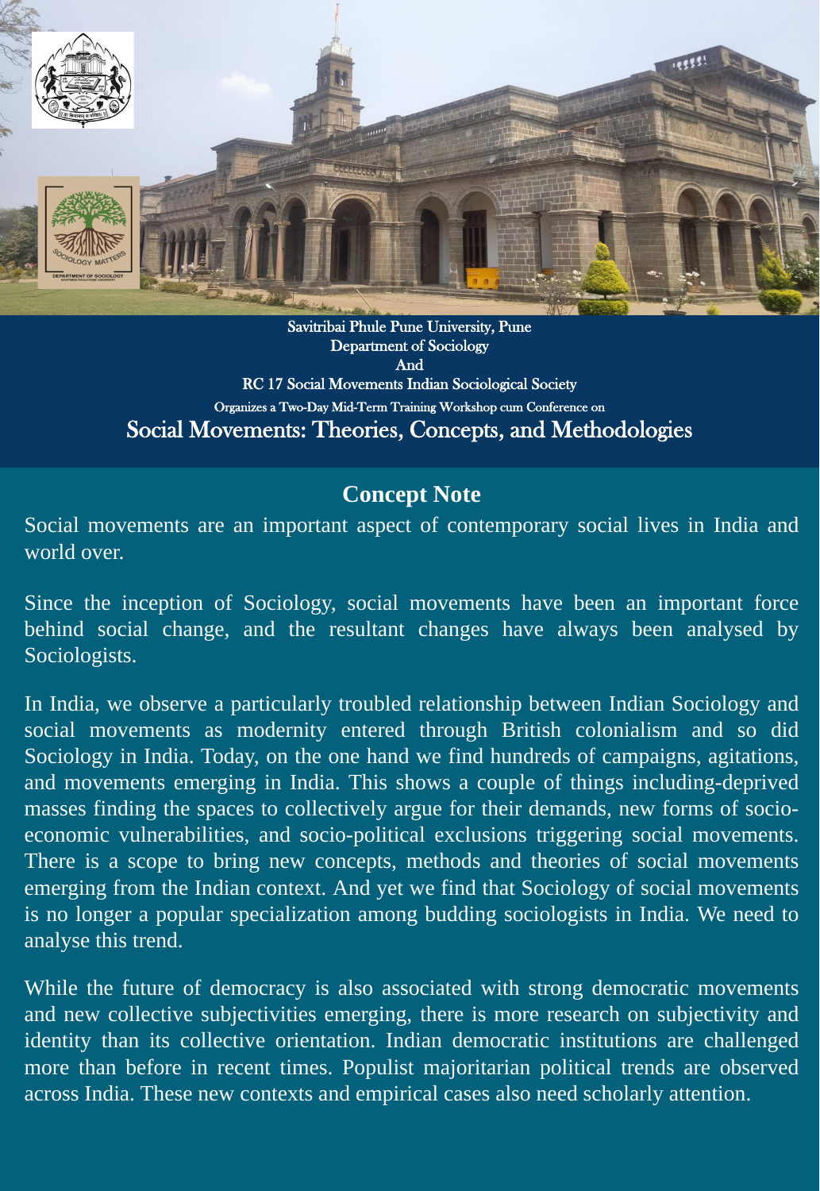Savitribai Phule Pune University, Pune
Department of Sociology
And
RC 17 Social Movements Indian Sociological Society
Organizes a Two-Day Mid-Term Training Workshop cum Conference on

# Social Movements: Theories, Concepts, and Methodologies

## Concept Note

Social movements are an important aspect of contemporary social lives in India and world over.

Since the inception of Sociology, social movements have been an important force behind social change, and the resultant changes have always been analysed by Sociologists.

In India, we observe a particularly troubled relationship between Indian Sociology and social movements as modernity entered through British colonialism and so did Sociology in India. Today, on the one hand we find hundreds of campaigns, agitations, and movements emerging in India. This shows a couple of things including-deprived masses finding the spaces to collectively argue for their demands, new forms of socio-economic vulnerabilities, and socio-political exclusions triggering social movements. There is a scope to bring new concepts, methods and theories of social movements emerging from the Indian context. And yet we find that Sociology of social movements is no longer a popular specialization among budding sociologists in India. We need to analyse this trend.

While the future of democracy is also associated with strong democratic movements and new collective subjectivities emerging, there is more research on subjectivity and identity than its collective orientation. Indian democratic institutions are challenged more than before in recent times. Populist majoritarian political trends are observed across India. These new contexts and empirical cases also need scholarly attention.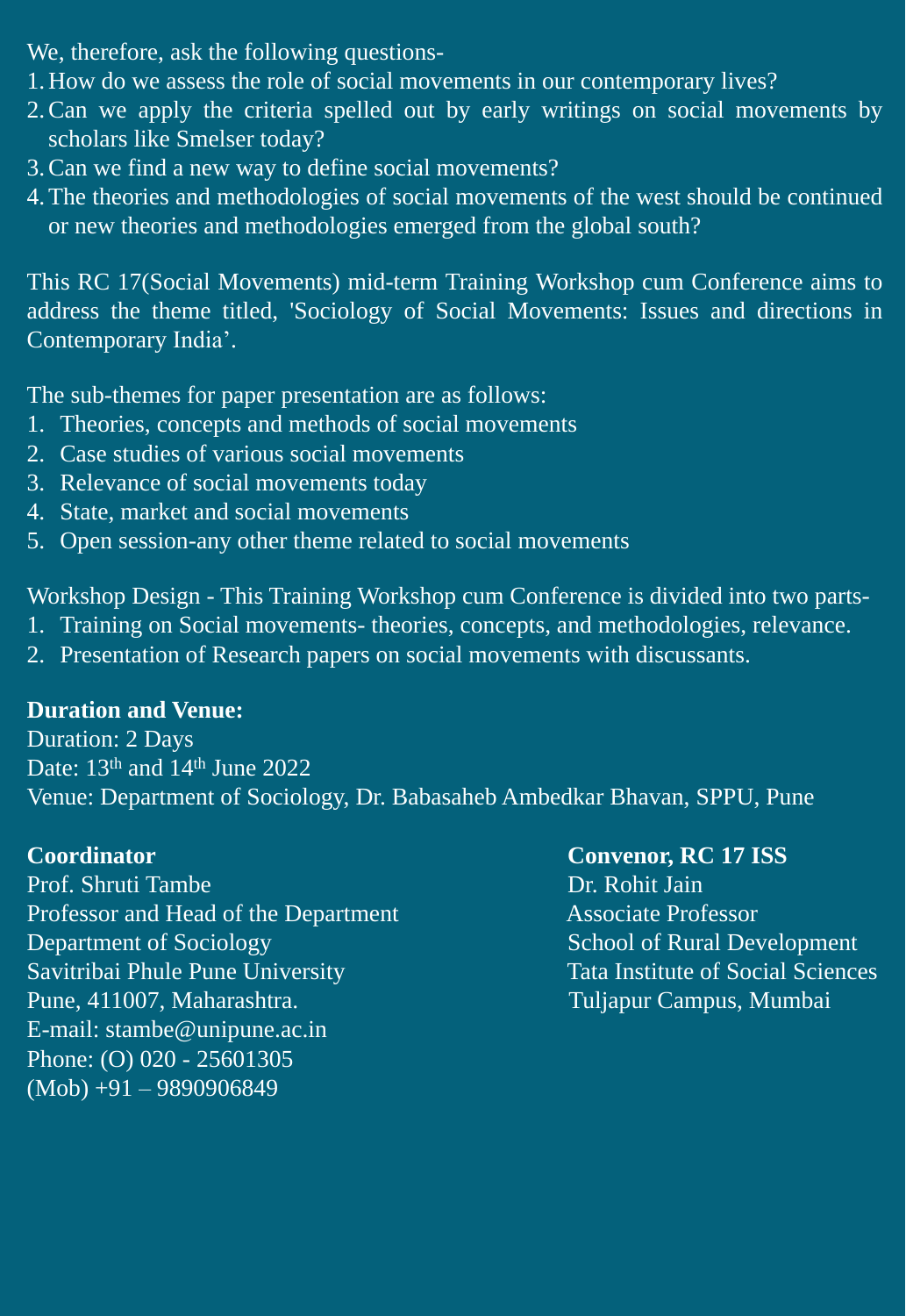We, therefore, ask the following questions-

1. How do we assess the role of social movements in our contemporary lives?
2. Can we apply the criteria spelled out by early writings on social movements by scholars like Smelser today?
3. Can we find a new way to define social movements?
4. The theories and methodologies of social movements of the west should be continued or new theories and methodologies emerged from the global south?

This RC 17(Social Movements) mid-term Training Workshop cum Conference aims to address the theme titled, 'Sociology of Social Movements: Issues and directions in Contemporary India'.

The sub-themes for paper presentation are as follows:

1. Theories, concepts and methods of social movements
2. Case studies of various social movements
3. Relevance of social movements today
4. State, market and social movements
5. Open session-any other theme related to social movements

Workshop Design - This Training Workshop cum Conference is divided into two parts-

1. Training on Social movements- theories, concepts, and methodologies, relevance.
2. Presentation of Research papers on social movements with discussants.

**Duration and Venue:**

Duration: 2 Days

Date: 13th and 14th June 2022

Venue: Department of Sociology, Dr. Babasaheb Ambedkar Bhavan, SPPU, Pune

**Coordinator**

Prof. Shruti Tambe

Professor and Head of the Department

Department of Sociology

Savitribai Phule Pune University

Pune, 411007, Maharashtra.

E-mail: stambe@unipune.ac.in

Phone: (O) 020 - 25601305

(Mob) +91 – 9890906849

**Convenor, RC 17 ISS**

Dr. Rohit Jain

Associate Professor

School of Rural Development

Tata Institute of Social Sciences

Tuljapur Campus, Mumbai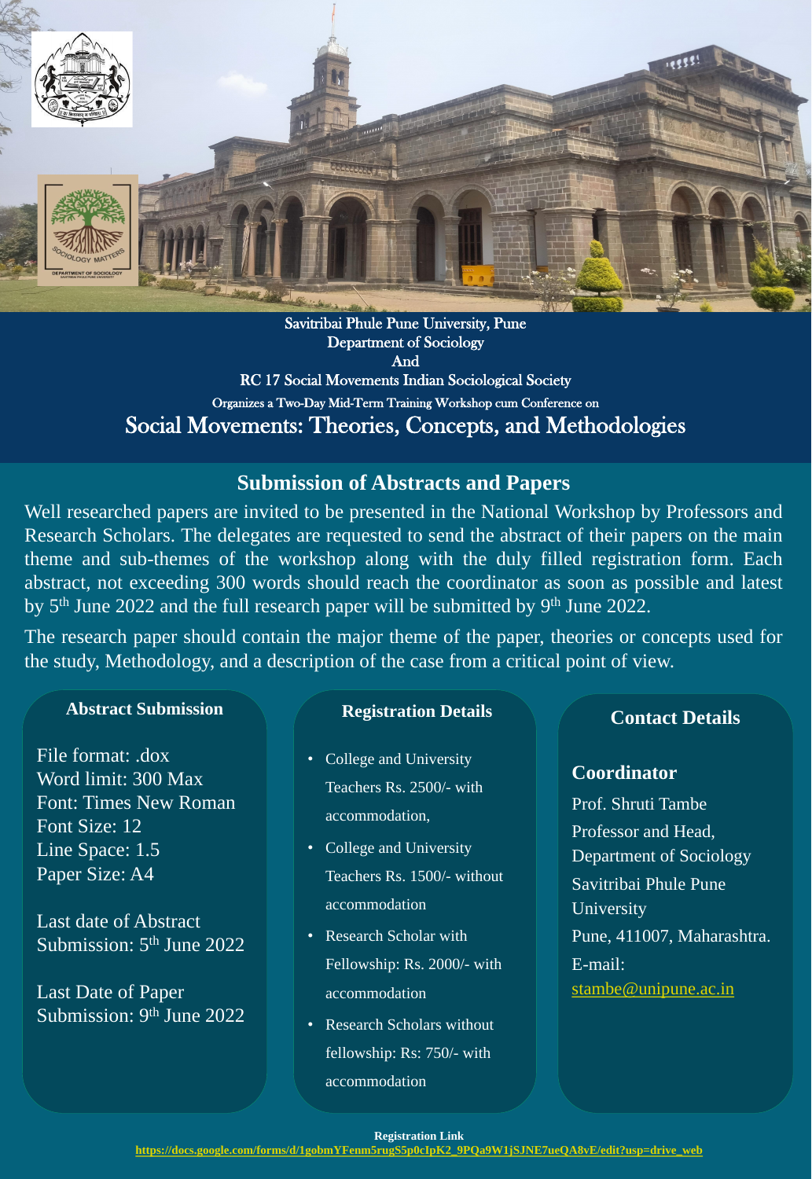Savitribai Phule Pune University, Pune
Department of Sociology
And
RC 17 Social Movements Indian Sociological Society
Organizes a Two-Day Mid-Term Training Workshop cum Conference on

# Social Movements: Theories, Concepts, and Methodologies

## Submission of Abstracts and Papers

Well researched papers are invited to be presented in the National Workshop by Professors and Research Scholars. The delegates are requested to send the abstract of their papers on the main theme and sub-themes of the workshop along with the duly filled registration form. Each abstract, not exceeding 300 words should reach the coordinator as soon as possible and latest by 5th June 2022 and the full research paper will be submitted by 9th June 2022.

The research paper should contain the major theme of the paper, theories or concepts used for the study, Methodology, and a description of the case from a critical point of view.

### Abstract Submission

File format: .dox
Word limit: 300 Max
Font: Times New Roman
Font Size: 12
Line Space: 1.5
Paper Size: A4

Last date of Abstract Submission: 5th June 2022

Last Date of Paper Submission: 9th June 2022

### Registration Details

- College and University Teachers Rs. 2500/- with accommodation,
- College and University Teachers Rs. 1500/- without accommodation
- Research Scholar with Fellowship: Rs. 2000/- with accommodation
- Research Scholars without fellowship: Rs: 750/- with accommodation

### Contact Details

**Coordinator**

Prof. Shruti Tambe
Professor and Head,
Department of Sociology
Savitribai Phule Pune University
Pune, 411007, Maharashtra.
E-mail:
stambe@unipune.ac.in

**Registration Link**
https://docs.google.com/forms/d/1gobmYFenm5rugS5p0cIpK2_9PQa9W1jSJNE7ueQA8vE/edit?usp=drive_web